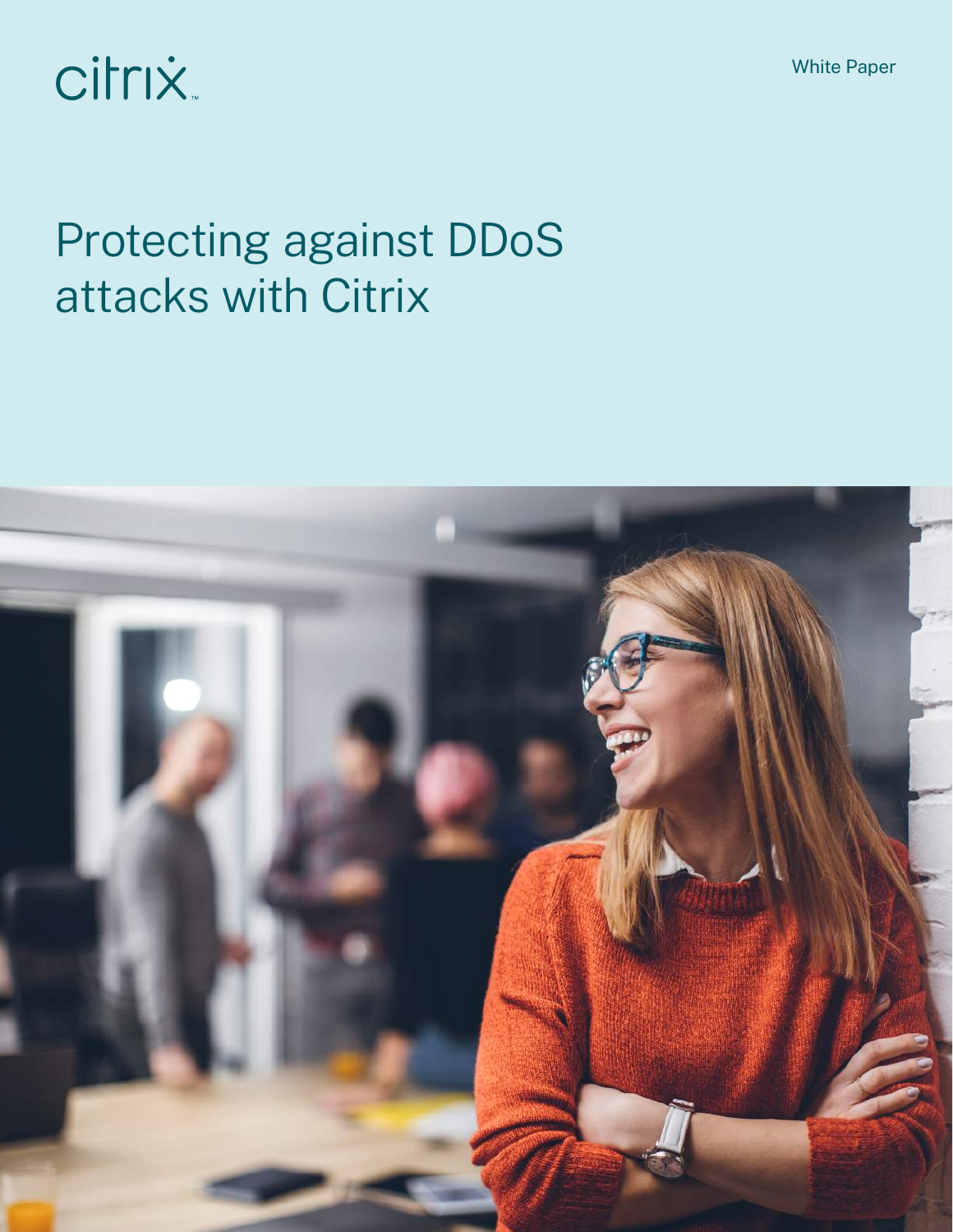citrix

White Paper

# Protecting against DDoS attacks with Citrix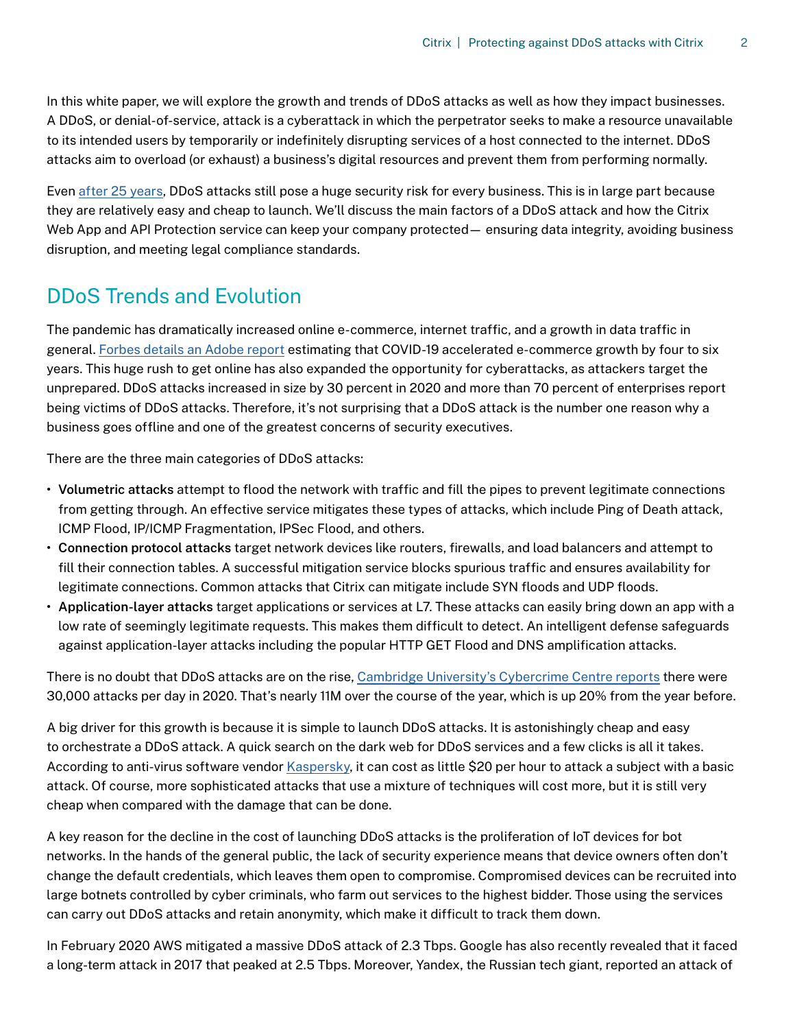In this white paper, we will explore the growth and trends of DDoS attacks as well as how they impact businesses. A DDoS, or denial-of-service, attack is a cyberattack in which the perpetrator seeks to make a resource unavailable to its intended users by temporarily or indefinitely disrupting services of a host connected to the internet. DDoS attacks aim to overload (or exhaust) a business's digital resources and prevent them from performing normally.

Even after 25 years, DDoS attacks still pose a huge security risk for every business. This is in large part because they are relatively easy and cheap to launch. We'll discuss the main factors of a DDoS attack and how the Citrix Web App and API Protection service can keep your company protected— ensuring data integrity, avoiding business disruption, and meeting legal compliance standards.

## DDoS Trends and Evolution

The pandemic has dramatically increased online e-commerce, internet traffic, and a growth in data traffic in general. Forbes details an Adobe report estimating that COVID-19 accelerated e-commerce growth by four to six years. This huge rush to get online has also expanded the opportunity for cyberattacks, as attackers target the unprepared. DDoS attacks increased in size by 30 percent in 2020 and more than 70 percent of enterprises report being victims of DDoS attacks. Therefore, it's not surprising that a DDoS attack is the number one reason why a business goes offline and one of the greatest concerns of security executives.

There are the three main categories of DDoS attacks:

- **Volumetric attacks** attempt to flood the network with traffic and fill the pipes to prevent legitimate connections from getting through. An effective service mitigates these types of attacks, which include Ping of Death attack, ICMP Flood, IP/ICMP Fragmentation, IPSec Flood, and others.
- **Connection protocol attacks** target network devices like routers, firewalls, and load balancers and attempt to fill their connection tables. A successful mitigation service blocks spurious traffic and ensures availability for legitimate connections. Common attacks that Citrix can mitigate include SYN floods and UDP floods.
- **Application-layer attacks** target applications or services at L7. These attacks can easily bring down an app with a low rate of seemingly legitimate requests. This makes them difficult to detect. An intelligent defense safeguards against application-layer attacks including the popular HTTP GET Flood and DNS amplification attacks.

There is no doubt that DDoS attacks are on the rise, Cambridge University's Cybercrime Centre reports there were 30,000 attacks per day in 2020. That's nearly 11M over the course of the year, which is up 20% from the year before.

A big driver for this growth is because it is simple to launch DDoS attacks. It is astonishingly cheap and easy to orchestrate a DDoS attack. A quick search on the dark web for DDoS services and a few clicks is all it takes. According to anti-virus software vendor Kaspersky, it can cost as little $20 per hour to attack a subject with a basic attack. Of course, more sophisticated attacks that use a mixture of techniques will cost more, but it is still very cheap when compared with the damage that can be done.

A key reason for the decline in the cost of launching DDoS attacks is the proliferation of IoT devices for bot networks. In the hands of the general public, the lack of security experience means that device owners often don't change the default credentials, which leaves them open to compromise. Compromised devices can be recruited into large botnets controlled by cyber criminals, who farm out services to the highest bidder. Those using the services can carry out DDoS attacks and retain anonymity, which make it difficult to track them down.

In February 2020 AWS mitigated a massive DDoS attack of 2.3 Tbps. Google has also recently revealed that it faced a long-term attack in 2017 that peaked at 2.5 Tbps. Moreover, Yandex, the Russian tech giant, reported an attack of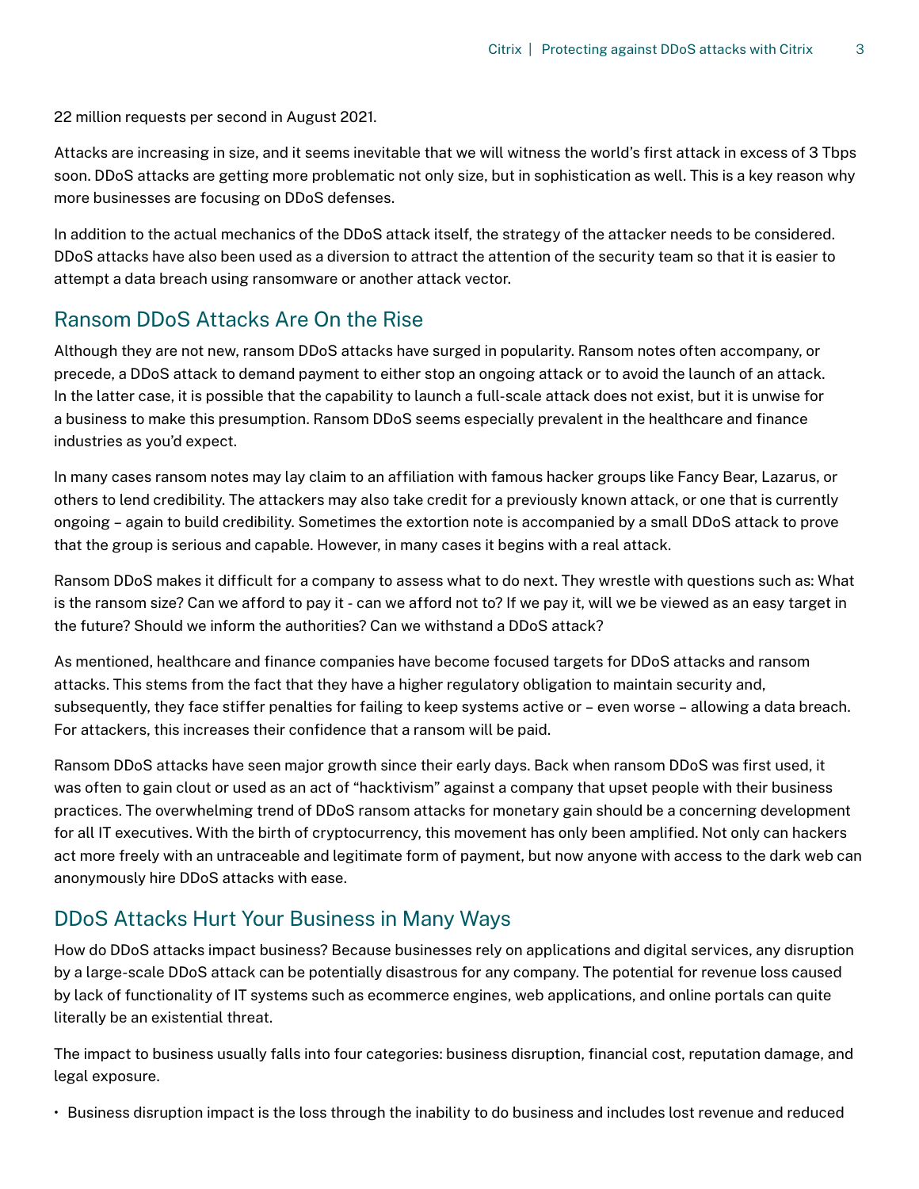22 million requests per second in August 2021.

Attacks are increasing in size, and it seems inevitable that we will witness the world's first attack in excess of 3 Tbps soon. DDoS attacks are getting more problematic not only size, but in sophistication as well. This is a key reason why more businesses are focusing on DDoS defenses.

In addition to the actual mechanics of the DDoS attack itself, the strategy of the attacker needs to be considered. DDoS attacks have also been used as a diversion to attract the attention of the security team so that it is easier to attempt a data breach using ransomware or another attack vector.

## Ransom DDoS Attacks Are On the Rise

Although they are not new, ransom DDoS attacks have surged in popularity. Ransom notes often accompany, or precede, a DDoS attack to demand payment to either stop an ongoing attack or to avoid the launch of an attack. In the latter case, it is possible that the capability to launch a full-scale attack does not exist, but it is unwise for a business to make this presumption. Ransom DDoS seems especially prevalent in the healthcare and finance industries as you'd expect.

In many cases ransom notes may lay claim to an affiliation with famous hacker groups like Fancy Bear, Lazarus, or others to lend credibility. The attackers may also take credit for a previously known attack, or one that is currently ongoing – again to build credibility. Sometimes the extortion note is accompanied by a small DDoS attack to prove that the group is serious and capable. However, in many cases it begins with a real attack.

Ransom DDoS makes it difficult for a company to assess what to do next. They wrestle with questions such as: What is the ransom size? Can we afford to pay it - can we afford not to? If we pay it, will we be viewed as an easy target in the future? Should we inform the authorities? Can we withstand a DDoS attack?

As mentioned, healthcare and finance companies have become focused targets for DDoS attacks and ransom attacks. This stems from the fact that they have a higher regulatory obligation to maintain security and, subsequently, they face stiffer penalties for failing to keep systems active or – even worse – allowing a data breach. For attackers, this increases their confidence that a ransom will be paid.

Ransom DDoS attacks have seen major growth since their early days. Back when ransom DDoS was first used, it was often to gain clout or used as an act of "hacktivism" against a company that upset people with their business practices. The overwhelming trend of DDoS ransom attacks for monetary gain should be a concerning development for all IT executives. With the birth of cryptocurrency, this movement has only been amplified. Not only can hackers act more freely with an untraceable and legitimate form of payment, but now anyone with access to the dark web can anonymously hire DDoS attacks with ease.

## DDoS Attacks Hurt Your Business in Many Ways

How do DDoS attacks impact business? Because businesses rely on applications and digital services, any disruption by a large-scale DDoS attack can be potentially disastrous for any company. The potential for revenue loss caused by lack of functionality of IT systems such as ecommerce engines, web applications, and online portals can quite literally be an existential threat.

The impact to business usually falls into four categories: business disruption, financial cost, reputation damage, and legal exposure.

- Business disruption impact is the loss through the inability to do business and includes lost revenue and reduced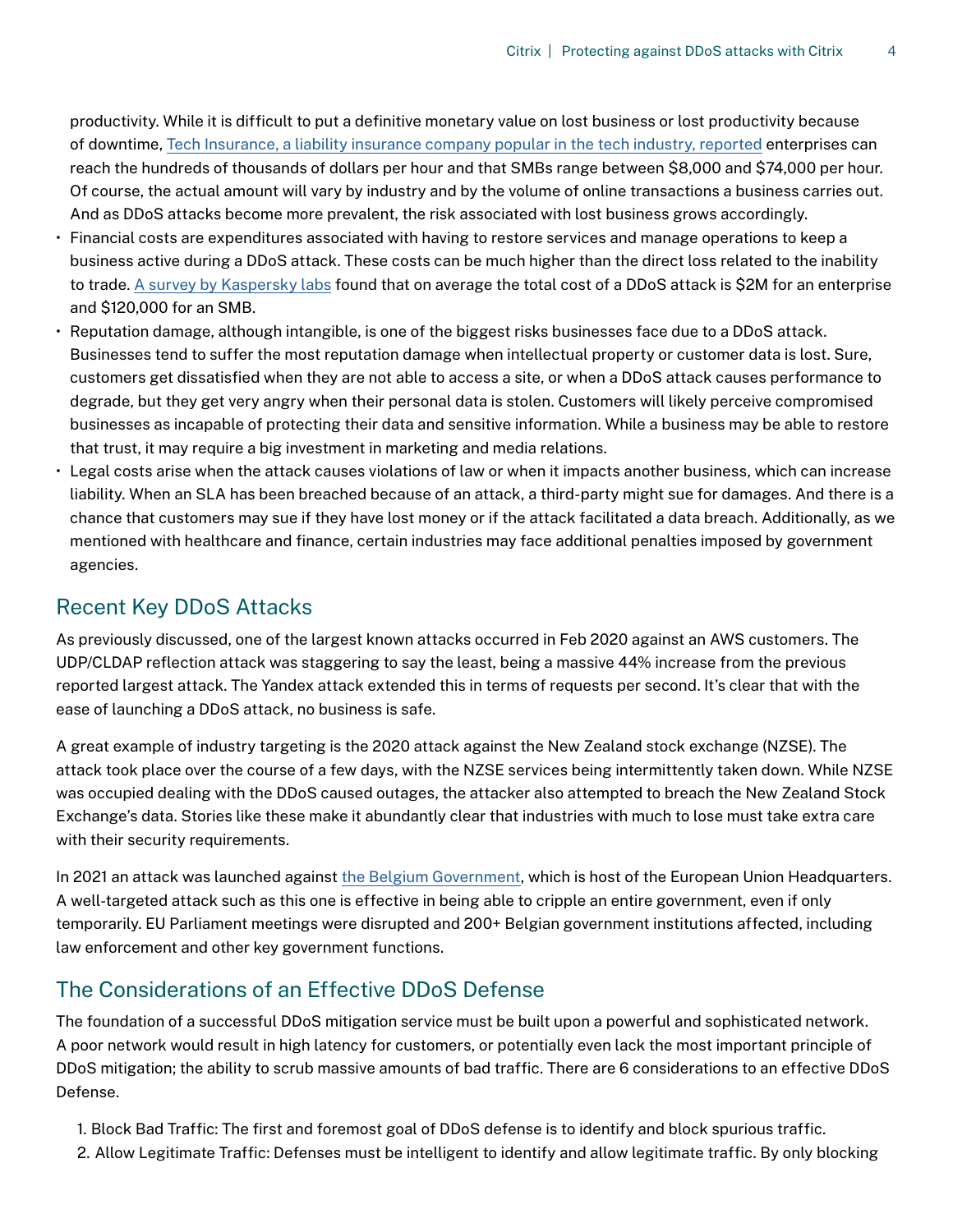productivity. While it is difficult to put a definitive monetary value on lost business or lost productivity because of downtime, [Tech Insurance, a liability insurance company popular in the tech industry, reported] enterprises can reach the hundreds of thousands of dollars per hour and that SMBs range between $8,000 and $74,000 per hour. Of course, the actual amount will vary by industry and by the volume of online transactions a business carries out. And as DDoS attacks become more prevalent, the risk associated with lost business grows accordingly.

- Financial costs are expenditures associated with having to restore services and manage operations to keep a business active during a DDoS attack. These costs can be much higher than the direct loss related to the inability to trade. [A survey by Kaspersky labs] found that on average the total cost of a DDoS attack is $2M for an enterprise and $120,000 for an SMB.
- Reputation damage, although intangible, is one of the biggest risks businesses face due to a DDoS attack. Businesses tend to suffer the most reputation damage when intellectual property or customer data is lost. Sure, customers get dissatisfied when they are not able to access a site, or when a DDoS attack causes performance to degrade, but they get very angry when their personal data is stolen. Customers will likely perceive compromised businesses as incapable of protecting their data and sensitive information. While a business may be able to restore that trust, it may require a big investment in marketing and media relations.
- Legal costs arise when the attack causes violations of law or when it impacts another business, which can increase liability. When an SLA has been breached because of an attack, a third-party might sue for damages. And there is a chance that customers may sue if they have lost money or if the attack facilitated a data breach. Additionally, as we mentioned with healthcare and finance, certain industries may face additional penalties imposed by government agencies.

## Recent Key DDoS Attacks

As previously discussed, one of the largest known attacks occurred in Feb 2020 against an AWS customers. The UDP/CLDAP reflection attack was staggering to say the least, being a massive 44% increase from the previous reported largest attack. The Yandex attack extended this in terms of requests per second. It's clear that with the ease of launching a DDoS attack, no business is safe.

A great example of industry targeting is the 2020 attack against the New Zealand stock exchange (NZSE). The attack took place over the course of a few days, with the NZSE services being intermittently taken down. While NZSE was occupied dealing with the DDoS caused outages, the attacker also attempted to breach the New Zealand Stock Exchange's data. Stories like these make it abundantly clear that industries with much to lose must take extra care with their security requirements.

In 2021 an attack was launched against [the Belgium Government], which is host of the European Union Headquarters. A well-targeted attack such as this one is effective in being able to cripple an entire government, even if only temporarily. EU Parliament meetings were disrupted and 200+ Belgian government institutions affected, including law enforcement and other key government functions.

## The Considerations of an Effective DDoS Defense

The foundation of a successful DDoS mitigation service must be built upon a powerful and sophisticated network. A poor network would result in high latency for customers, or potentially even lack the most important principle of DDoS mitigation; the ability to scrub massive amounts of bad traffic. There are 6 considerations to an effective DDoS Defense.

1. Block Bad Traffic: The first and foremost goal of DDoS defense is to identify and block spurious traffic.
2. Allow Legitimate Traffic: Defenses must be intelligent to identify and allow legitimate traffic. By only blocking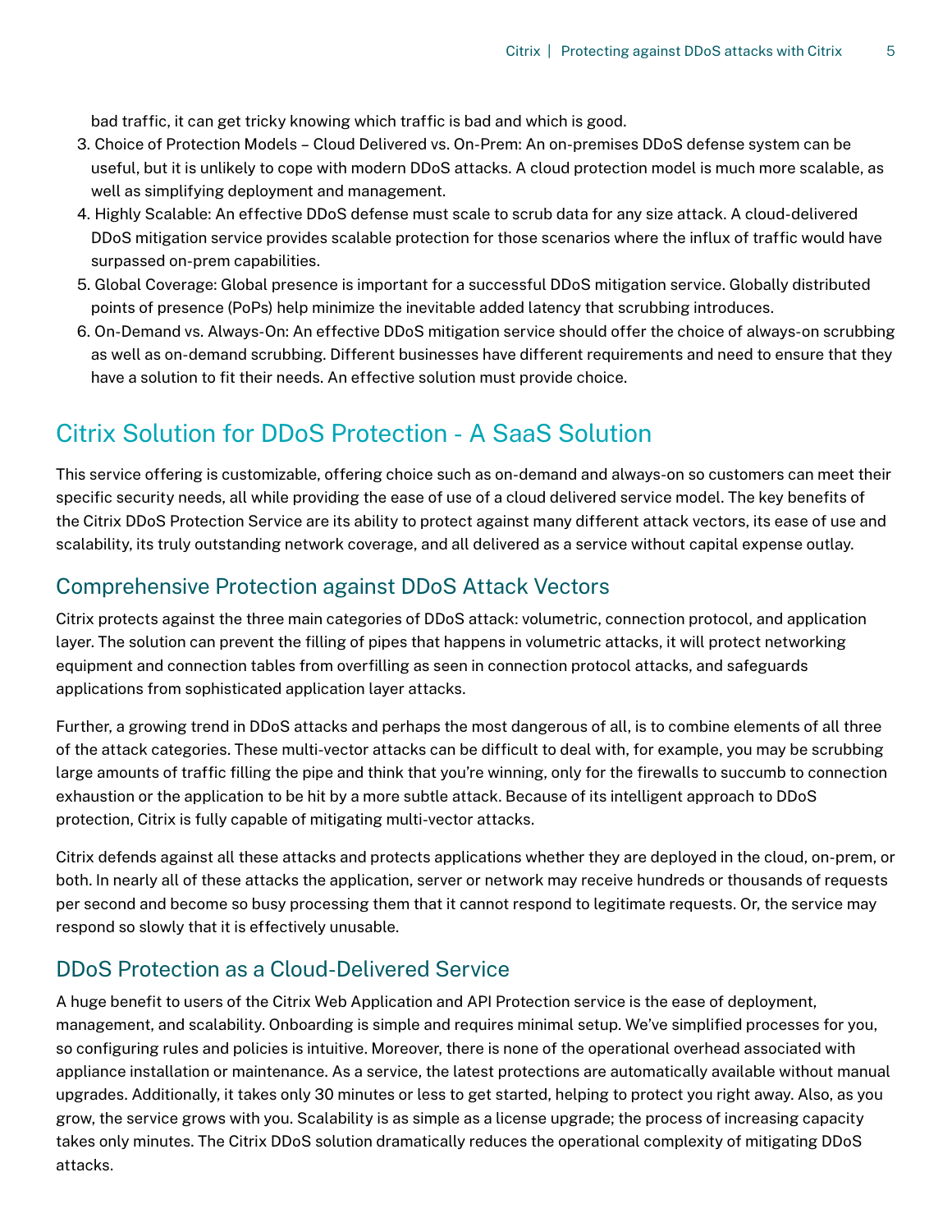bad traffic, it can get tricky knowing which traffic is bad and which is good.

3. Choice of Protection Models – Cloud Delivered vs. On-Prem: An on-premises DDoS defense system can be useful, but it is unlikely to cope with modern DDoS attacks. A cloud protection model is much more scalable, as well as simplifying deployment and management.
4. Highly Scalable: An effective DDoS defense must scale to scrub data for any size attack. A cloud-delivered DDoS mitigation service provides scalable protection for those scenarios where the influx of traffic would have surpassed on-prem capabilities.
5. Global Coverage: Global presence is important for a successful DDoS mitigation service. Globally distributed points of presence (PoPs) help minimize the inevitable added latency that scrubbing introduces.
6. On-Demand vs. Always-On: An effective DDoS mitigation service should offer the choice of always-on scrubbing as well as on-demand scrubbing. Different businesses have different requirements and need to ensure that they have a solution to fit their needs. An effective solution must provide choice.

## Citrix Solution for DDoS Protection - A SaaS Solution

This service offering is customizable, offering choice such as on-demand and always-on so customers can meet their specific security needs, all while providing the ease of use of a cloud delivered service model. The key benefits of the Citrix DDoS Protection Service are its ability to protect against many different attack vectors, its ease of use and scalability, its truly outstanding network coverage, and all delivered as a service without capital expense outlay.

### Comprehensive Protection against DDoS Attack Vectors

Citrix protects against the three main categories of DDoS attack: volumetric, connection protocol, and application layer. The solution can prevent the filling of pipes that happens in volumetric attacks, it will protect networking equipment and connection tables from overfilling as seen in connection protocol attacks, and safeguards applications from sophisticated application layer attacks.

Further, a growing trend in DDoS attacks and perhaps the most dangerous of all, is to combine elements of all three of the attack categories. These multi-vector attacks can be difficult to deal with, for example, you may be scrubbing large amounts of traffic filling the pipe and think that you're winning, only for the firewalls to succumb to connection exhaustion or the application to be hit by a more subtle attack. Because of its intelligent approach to DDoS protection, Citrix is fully capable of mitigating multi-vector attacks.

Citrix defends against all these attacks and protects applications whether they are deployed in the cloud, on-prem, or both. In nearly all of these attacks the application, server or network may receive hundreds or thousands of requests per second and become so busy processing them that it cannot respond to legitimate requests. Or, the service may respond so slowly that it is effectively unusable.

### DDoS Protection as a Cloud-Delivered Service

A huge benefit to users of the Citrix Web Application and API Protection service is the ease of deployment, management, and scalability. Onboarding is simple and requires minimal setup. We've simplified processes for you, so configuring rules and policies is intuitive. Moreover, there is none of the operational overhead associated with appliance installation or maintenance. As a service, the latest protections are automatically available without manual upgrades. Additionally, it takes only 30 minutes or less to get started, helping to protect you right away. Also, as you grow, the service grows with you. Scalability is as simple as a license upgrade; the process of increasing capacity takes only minutes. The Citrix DDoS solution dramatically reduces the operational complexity of mitigating DDoS attacks.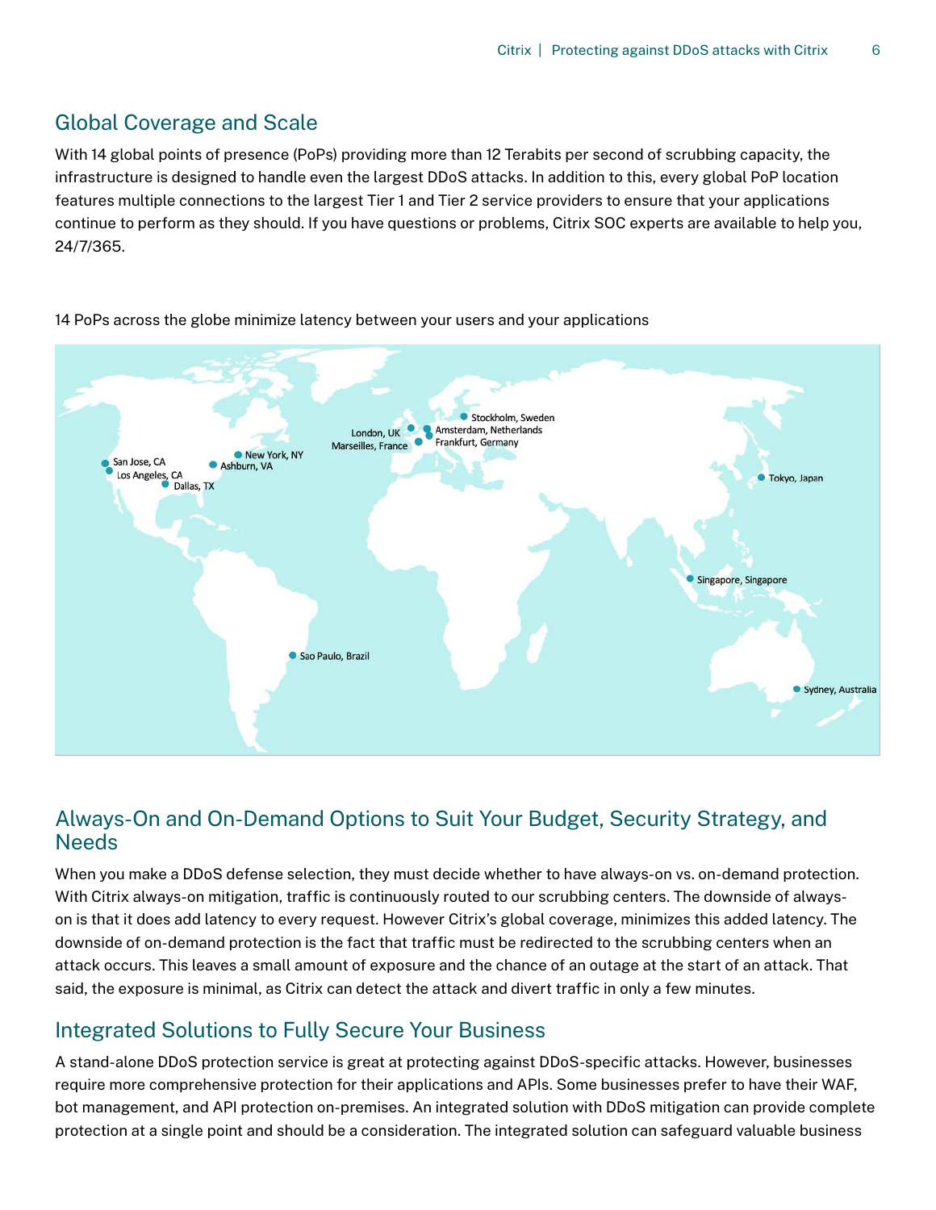## Global Coverage and Scale

With 14 global points of presence (PoPs) providing more than 12 Terabits per second of scrubbing capacity, the infrastructure is designed to handle even the largest DDoS attacks. In addition to this, every global PoP location features multiple connections to the largest Tier 1 and Tier 2 service providers to ensure that your applications continue to perform as they should. If you have questions or problems, Citrix SOC experts are available to help you, 24/7/365.

14 PoPs across the globe minimize latency between your users and your applications

San Jose, CA
Los Angeles, CA
Dallas, TX
Ashburn, VA
New York, NY
Sao Paulo, Brazil
London, UK
Marseilles, France
Amsterdam, Netherlands
Frankfurt, Germany
Stockholm, Sweden
Tokyo, Japan
Singapore, Singapore
Sydney, Australia

## Always-On and On-Demand Options to Suit Your Budget, Security Strategy, and Needs

When you make a DDoS defense selection, they must decide whether to have always-on vs. on-demand protection. With Citrix always-on mitigation, traffic is continuously routed to our scrubbing centers. The downside of always-on is that it does add latency to every request. However Citrix's global coverage, minimizes this added latency. The downside of on-demand protection is the fact that traffic must be redirected to the scrubbing centers when an attack occurs. This leaves a small amount of exposure and the chance of an outage at the start of an attack. That said, the exposure is minimal, as Citrix can detect the attack and divert traffic in only a few minutes.

## Integrated Solutions to Fully Secure Your Business

A stand-alone DDoS protection service is great at protecting against DDoS-specific attacks. However, businesses require more comprehensive protection for their applications and APIs. Some businesses prefer to have their WAF, bot management, and API protection on-premises. An integrated solution with DDoS mitigation can provide complete protection at a single point and should be a consideration. The integrated solution can safeguard valuable business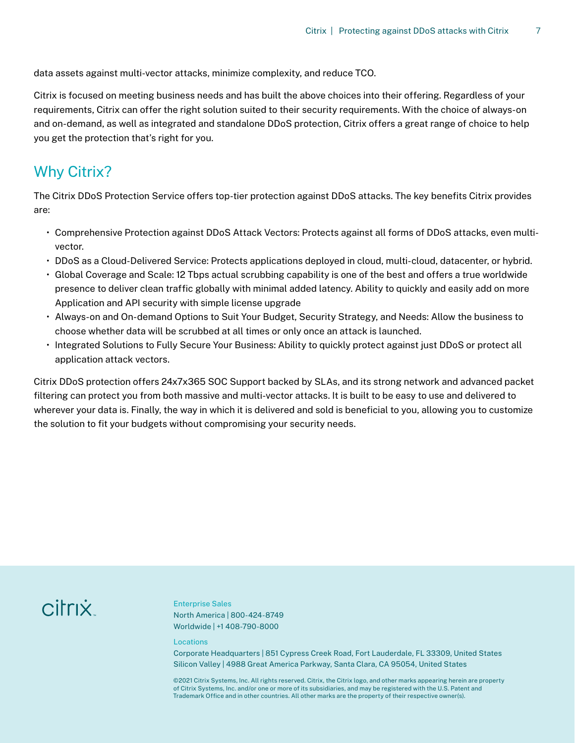data assets against multi-vector attacks, minimize complexity, and reduce TCO.

Citrix is focused on meeting business needs and has built the above choices into their offering. Regardless of your requirements, Citrix can offer the right solution suited to their security requirements. With the choice of always-on and on-demand, as well as integrated and standalone DDoS protection, Citrix offers a great range of choice to help you get the protection that's right for you.

## Why Citrix?

The Citrix DDoS Protection Service offers top-tier protection against DDoS attacks. The key benefits Citrix provides are:

- Comprehensive Protection against DDoS Attack Vectors: Protects against all forms of DDoS attacks, even multi-vector.
- DDoS as a Cloud-Delivered Service: Protects applications deployed in cloud, multi-cloud, datacenter, or hybrid.
- Global Coverage and Scale: 12 Tbps actual scrubbing capability is one of the best and offers a true worldwide presence to deliver clean traffic globally with minimal added latency. Ability to quickly and easily add on more Application and API security with simple license upgrade
- Always-on and On-demand Options to Suit Your Budget, Security Strategy, and Needs: Allow the business to choose whether data will be scrubbed at all times or only once an attack is launched.
- Integrated Solutions to Fully Secure Your Business: Ability to quickly protect against just DDoS or protect all application attack vectors.

Citrix DDoS protection offers 24x7x365 SOC Support backed by SLAs, and its strong network and advanced packet filtering can protect you from both massive and multi-vector attacks. It is built to be easy to use and delivered to wherever your data is. Finally, the way in which it is delivered and sold is beneficial to you, allowing you to customize the solution to fit your budgets without compromising your security needs.

citrix

Enterprise Sales
North America | 800-424-8749
Worldwide | +1 408-790-8000

Locations
Corporate Headquarters | 851 Cypress Creek Road, Fort Lauderdale, FL 33309, United States
Silicon Valley | 4988 Great America Parkway, Santa Clara, CA 95054, United States

©2021 Citrix Systems, Inc. All rights reserved. Citrix, the Citrix logo, and other marks appearing herein are property of Citrix Systems, Inc. and/or one or more of its subsidiaries, and may be registered with the U.S. Patent and Trademark Office and in other countries. All other marks are the property of their respective owner(s).